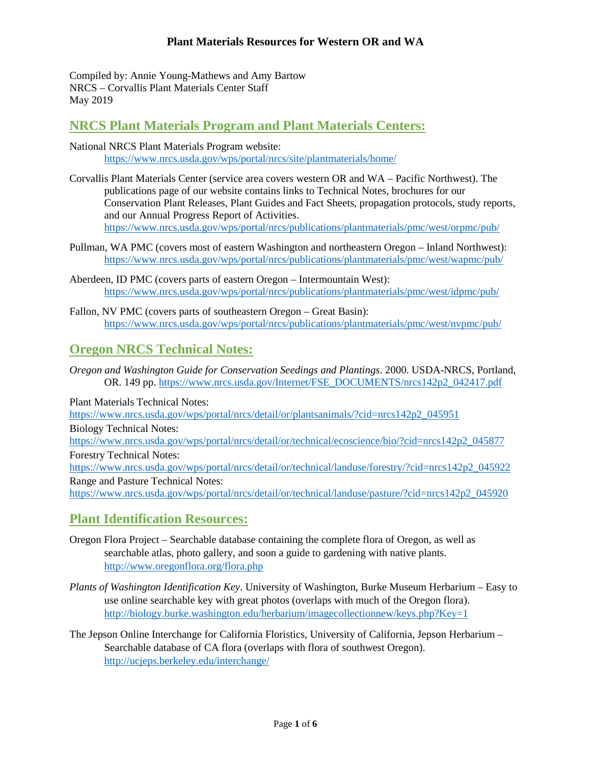# Plant Materials Resources for Western OR and WA

Compiled by: Annie Young-Mathews and Amy Bartow
NRCS – Corvallis Plant Materials Center Staff
May 2019

## NRCS Plant Materials Program and Plant Materials Centers:

National NRCS Plant Materials Program website:
https://www.nrcs.usda.gov/wps/portal/nrcs/site/plantmaterials/home/

Corvallis Plant Materials Center (service area covers western OR and WA – Pacific Northwest). The publications page of our website contains links to Technical Notes, brochures for our Conservation Plant Releases, Plant Guides and Fact Sheets, propagation protocols, study reports, and our Annual Progress Report of Activities.
https://www.nrcs.usda.gov/wps/portal/nrcs/publications/plantmaterials/pmc/west/orpmc/pub/

Pullman, WA PMC (covers most of eastern Washington and northeastern Oregon – Inland Northwest):
https://www.nrcs.usda.gov/wps/portal/nrcs/publications/plantmaterials/pmc/west/wapmc/pub/

Aberdeen, ID PMC (covers parts of eastern Oregon – Intermountain West):
https://www.nrcs.usda.gov/wps/portal/nrcs/publications/plantmaterials/pmc/west/idpmc/pub/

Fallon, NV PMC (covers parts of southeastern Oregon – Great Basin):
https://www.nrcs.usda.gov/wps/portal/nrcs/publications/plantmaterials/pmc/west/nvpmc/pub/

## Oregon NRCS Technical Notes:

*Oregon and Washington Guide for Conservation Seedings and Plantings*. 2000. USDA-NRCS, Portland, OR. 149 pp. https://www.nrcs.usda.gov/Internet/FSE_DOCUMENTS/nrcs142p2_042417.pdf

Plant Materials Technical Notes:
https://www.nrcs.usda.gov/wps/portal/nrcs/detail/or/plantsanimals/?cid=nrcs142p2_045951
Biology Technical Notes:
https://www.nrcs.usda.gov/wps/portal/nrcs/detail/or/technical/ecoscience/bio/?cid=nrcs142p2_045877
Forestry Technical Notes:
https://www.nrcs.usda.gov/wps/portal/nrcs/detail/or/technical/landuse/forestry/?cid=nrcs142p2_045922
Range and Pasture Technical Notes:
https://www.nrcs.usda.gov/wps/portal/nrcs/detail/or/technical/landuse/pasture/?cid=nrcs142p2_045920

## Plant Identification Resources:

Oregon Flora Project – Searchable database containing the complete flora of Oregon, as well as searchable atlas, photo gallery, and soon a guide to gardening with native plants.
http://www.oregonflora.org/flora.php

*Plants of Washington Identification Key*. University of Washington, Burke Museum Herbarium – Easy to use online searchable key with great photos (overlaps with much of the Oregon flora).
http://biology.burke.washington.edu/herbarium/imagecollectionnew/keys.php?Key=1

The Jepson Online Interchange for California Floristics, University of California, Jepson Herbarium – Searchable database of CA flora (overlaps with flora of southwest Oregon).
http://ucjeps.berkeley.edu/interchange/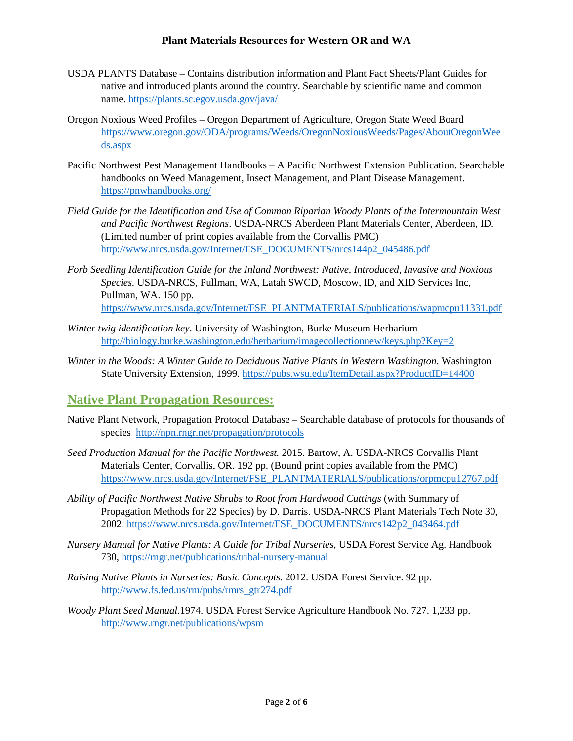USDA PLANTS Database – Contains distribution information and Plant Fact Sheets/Plant Guides for native and introduced plants around the country. Searchable by scientific name and common name. https://plants.sc.egov.usda.gov/java/

Oregon Noxious Weed Profiles – Oregon Department of Agriculture, Oregon State Weed Board https://www.oregon.gov/ODA/programs/Weeds/OregonNoxiousWeeds/Pages/AboutOregonWeeds.aspx

Pacific Northwest Pest Management Handbooks – A Pacific Northwest Extension Publication. Searchable handbooks on Weed Management, Insect Management, and Plant Disease Management. https://pnwhandbooks.org/

*Field Guide for the Identification and Use of Common Riparian Woody Plants of the Intermountain West and Pacific Northwest Regions*. USDA-NRCS Aberdeen Plant Materials Center, Aberdeen, ID. (Limited number of print copies available from the Corvallis PMC) http://www.nrcs.usda.gov/Internet/FSE_DOCUMENTS/nrcs144p2_045486.pdf

*Forb Seedling Identification Guide for the Inland Northwest: Native, Introduced, Invasive and Noxious Species.* USDA-NRCS, Pullman, WA, Latah SWCD, Moscow, ID, and XID Services Inc, Pullman, WA. 150 pp. https://www.nrcs.usda.gov/Internet/FSE_PLANTMATERIALS/publications/wapmcpu11331.pdf

*Winter twig identification key*. University of Washington, Burke Museum Herbarium http://biology.burke.washington.edu/herbarium/imagecollectionnew/keys.php?Key=2

*Winter in the Woods: A Winter Guide to Deciduous Native Plants in Western Washington*. Washington State University Extension, 1999. https://pubs.wsu.edu/ItemDetail.aspx?ProductID=14400

## Native Plant Propagation Resources:

Native Plant Network, Propagation Protocol Database – Searchable database of protocols for thousands of species http://npn.rngr.net/propagation/protocols

*Seed Production Manual for the Pacific Northwest.* 2015. Bartow, A. USDA-NRCS Corvallis Plant Materials Center, Corvallis, OR. 192 pp. (Bound print copies available from the PMC) https://www.nrcs.usda.gov/Internet/FSE_PLANTMATERIALS/publications/orpmcpu12767.pdf

*Ability of Pacific Northwest Native Shrubs to Root from Hardwood Cuttings* (with Summary of Propagation Methods for 22 Species) by D. Darris. USDA-NRCS Plant Materials Tech Note 30, 2002. https://www.nrcs.usda.gov/Internet/FSE_DOCUMENTS/nrcs142p2_043464.pdf

*Nursery Manual for Native Plants: A Guide for Tribal Nurseries*, USDA Forest Service Ag. Handbook 730, https://rngr.net/publications/tribal-nursery-manual

*Raising Native Plants in Nurseries: Basic Concepts*. 2012. USDA Forest Service. 92 pp. http://www.fs.fed.us/rm/pubs/rmrs_gtr274.pdf

*Woody Plant Seed Manual*.1974. USDA Forest Service Agriculture Handbook No. 727. 1,233 pp. http://www.rngr.net/publications/wpsm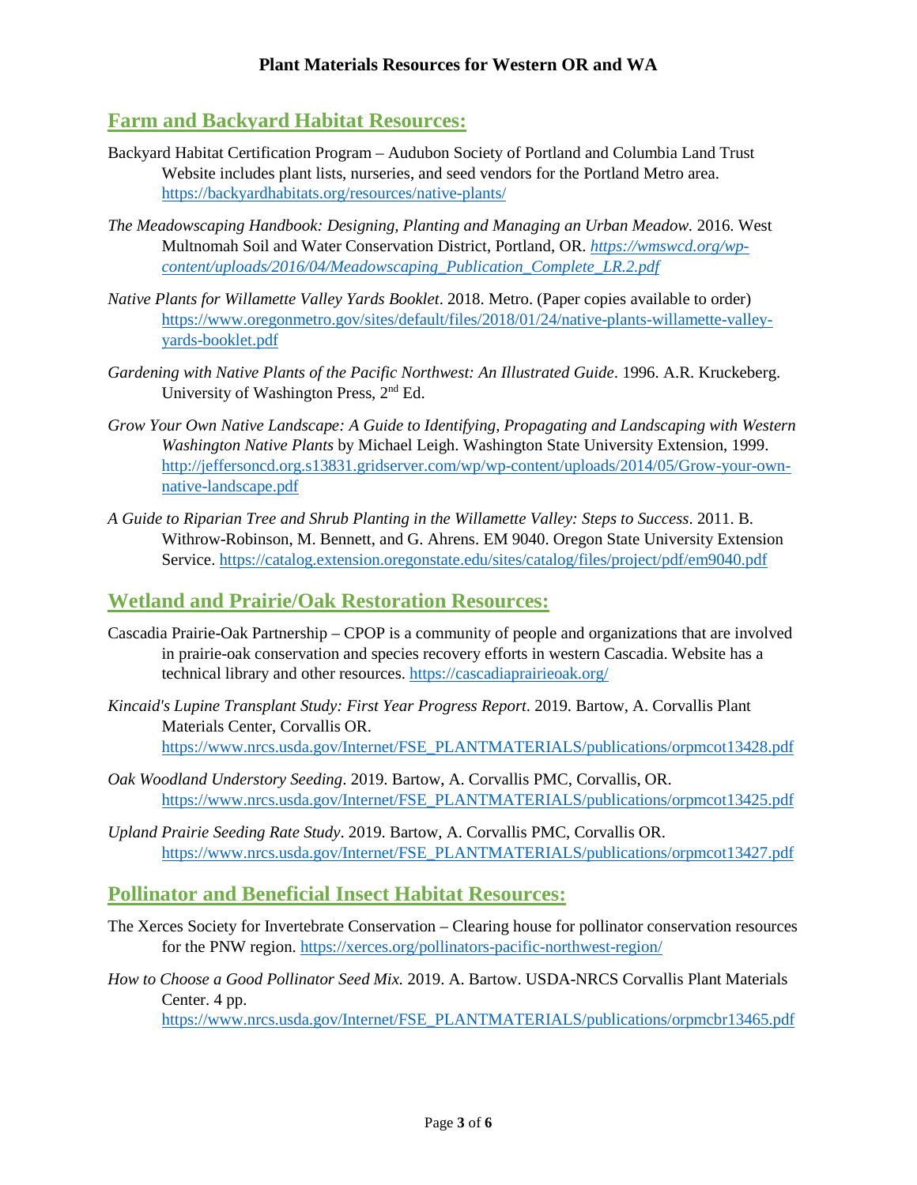# Plant Materials Resources for Western OR and WA

## Farm and Backyard Habitat Resources:

Backyard Habitat Certification Program – Audubon Society of Portland and Columbia Land Trust Website includes plant lists, nurseries, and seed vendors for the Portland Metro area. https://backyardhabitats.org/resources/native-plants/

*The Meadowscaping Handbook: Designing, Planting and Managing an Urban Meadow.* 2016. West Multnomah Soil and Water Conservation District, Portland, OR. *https://wmswcd.org/wp-content/uploads/2016/04/Meadowscaping_Publication_Complete_LR.2.pdf*

*Native Plants for Willamette Valley Yards Booklet*. 2018. Metro. (Paper copies available to order) https://www.oregonmetro.gov/sites/default/files/2018/01/24/native-plants-willamette-valley-yards-booklet.pdf

*Gardening with Native Plants of the Pacific Northwest: An Illustrated Guide*. 1996. A.R. Kruckeberg. University of Washington Press, 2nd Ed.

*Grow Your Own Native Landscape: A Guide to Identifying, Propagating and Landscaping with Western Washington Native Plants* by Michael Leigh. Washington State University Extension, 1999. http://jeffersoncd.org.s13831.gridserver.com/wp/wp-content/uploads/2014/05/Grow-your-own-native-landscape.pdf

*A Guide to Riparian Tree and Shrub Planting in the Willamette Valley: Steps to Success*. 2011. B. Withrow-Robinson, M. Bennett, and G. Ahrens. EM 9040. Oregon State University Extension Service. https://catalog.extension.oregonstate.edu/sites/catalog/files/project/pdf/em9040.pdf

## Wetland and Prairie/Oak Restoration Resources:

Cascadia Prairie-Oak Partnership – CPOP is a community of people and organizations that are involved in prairie-oak conservation and species recovery efforts in western Cascadia. Website has a technical library and other resources. https://cascadiaprairieoak.org/

*Kincaid's Lupine Transplant Study: First Year Progress Report*. 2019. Bartow, A. Corvallis Plant Materials Center, Corvallis OR. https://www.nrcs.usda.gov/Internet/FSE_PLANTMATERIALS/publications/orpmcot13428.pdf

*Oak Woodland Understory Seeding*. 2019. Bartow, A. Corvallis PMC, Corvallis, OR. https://www.nrcs.usda.gov/Internet/FSE_PLANTMATERIALS/publications/orpmcot13425.pdf

*Upland Prairie Seeding Rate Study*. 2019. Bartow, A. Corvallis PMC, Corvallis OR. https://www.nrcs.usda.gov/Internet/FSE_PLANTMATERIALS/publications/orpmcot13427.pdf

## Pollinator and Beneficial Insect Habitat Resources:

The Xerces Society for Invertebrate Conservation – Clearing house for pollinator conservation resources for the PNW region. https://xerces.org/pollinators-pacific-northwest-region/

*How to Choose a Good Pollinator Seed Mix.* 2019. A. Bartow. USDA-NRCS Corvallis Plant Materials Center. 4 pp. https://www.nrcs.usda.gov/Internet/FSE_PLANTMATERIALS/publications/orpmcbr13465.pdf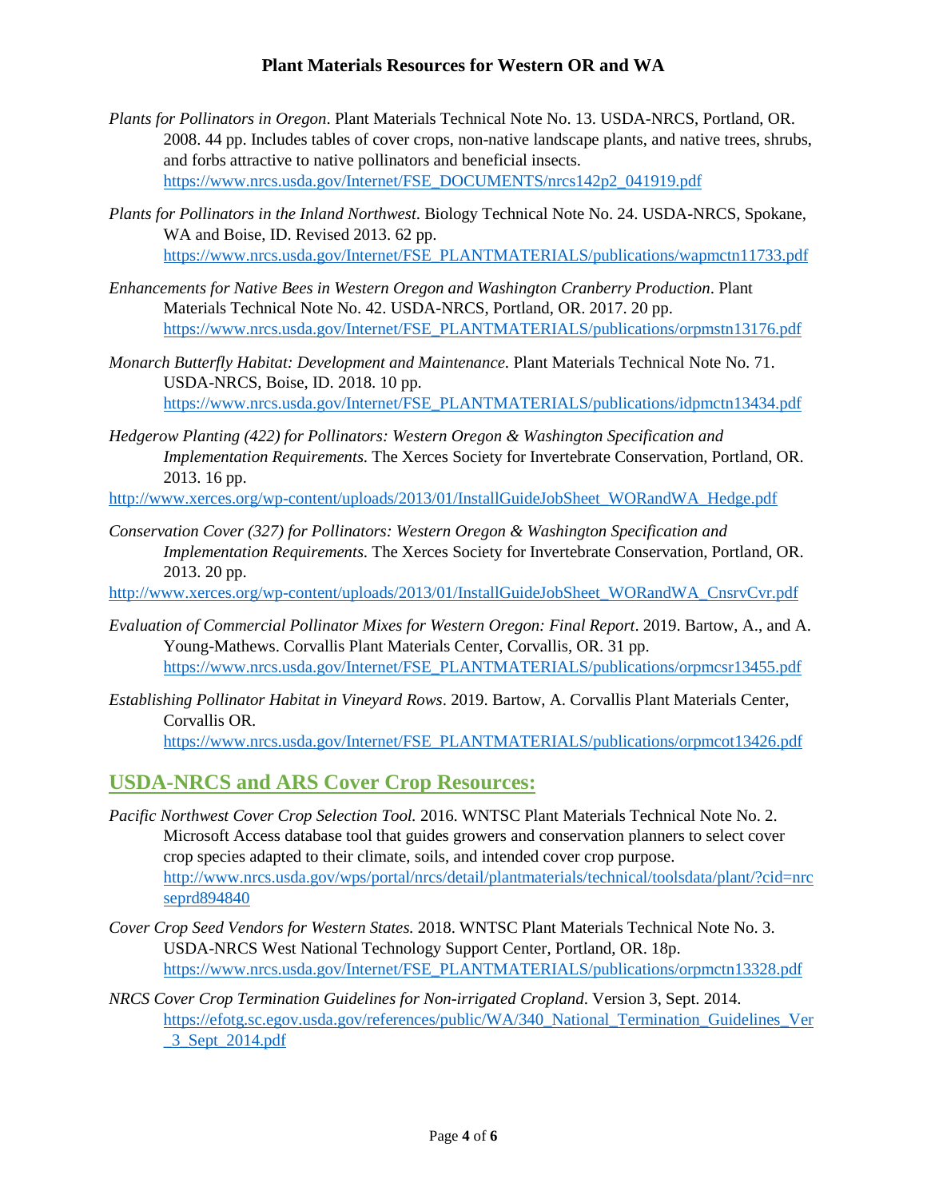*Plants for Pollinators in Oregon*. Plant Materials Technical Note No. 13. USDA-NRCS, Portland, OR. 2008. 44 pp. Includes tables of cover crops, non-native landscape plants, and native trees, shrubs, and forbs attractive to native pollinators and beneficial insects. https://www.nrcs.usda.gov/Internet/FSE_DOCUMENTS/nrcs142p2_041919.pdf

*Plants for Pollinators in the Inland Northwest*. Biology Technical Note No. 24. USDA-NRCS, Spokane, WA and Boise, ID. Revised 2013. 62 pp. https://www.nrcs.usda.gov/Internet/FSE_PLANTMATERIALS/publications/wapmctn11733.pdf

*Enhancements for Native Bees in Western Oregon and Washington Cranberry Production*. Plant Materials Technical Note No. 42. USDA-NRCS, Portland, OR. 2017. 20 pp. https://www.nrcs.usda.gov/Internet/FSE_PLANTMATERIALS/publications/orpmstn13176.pdf

*Monarch Butterfly Habitat: Development and Maintenance.* Plant Materials Technical Note No. 71. USDA-NRCS, Boise, ID. 2018. 10 pp. https://www.nrcs.usda.gov/Internet/FSE_PLANTMATERIALS/publications/idpmctn13434.pdf

*Hedgerow Planting (422) for Pollinators: Western Oregon & Washington Specification and Implementation Requirements.* The Xerces Society for Invertebrate Conservation, Portland, OR. 2013. 16 pp. http://www.xerces.org/wp-content/uploads/2013/01/InstallGuideJobSheet_WORandWA_Hedge.pdf

*Conservation Cover (327) for Pollinators: Western Oregon & Washington Specification and Implementation Requirements.* The Xerces Society for Invertebrate Conservation, Portland, OR. 2013. 20 pp. http://www.xerces.org/wp-content/uploads/2013/01/InstallGuideJobSheet_WORandWA_CnsrvCvr.pdf

*Evaluation of Commercial Pollinator Mixes for Western Oregon: Final Report*. 2019. Bartow, A., and A. Young-Mathews. Corvallis Plant Materials Center, Corvallis, OR. 31 pp. https://www.nrcs.usda.gov/Internet/FSE_PLANTMATERIALS/publications/orpmcsr13455.pdf

*Establishing Pollinator Habitat in Vineyard Rows*. 2019. Bartow, A. Corvallis Plant Materials Center, Corvallis OR. https://www.nrcs.usda.gov/Internet/FSE_PLANTMATERIALS/publications/orpmcot13426.pdf

## USDA-NRCS and ARS Cover Crop Resources:

*Pacific Northwest Cover Crop Selection Tool.* 2016. WNTSC Plant Materials Technical Note No. 2. Microsoft Access database tool that guides growers and conservation planners to select cover crop species adapted to their climate, soils, and intended cover crop purpose. http://www.nrcs.usda.gov/wps/portal/nrcs/detail/plantmaterials/technical/toolsdata/plant/?cid=nrcseprd894840

*Cover Crop Seed Vendors for Western States.* 2018. WNTSC Plant Materials Technical Note No. 3. USDA-NRCS West National Technology Support Center, Portland, OR. 18p. https://www.nrcs.usda.gov/Internet/FSE_PLANTMATERIALS/publications/orpmctn13328.pdf

*NRCS Cover Crop Termination Guidelines for Non-irrigated Cropland*. Version 3, Sept. 2014. https://efotg.sc.egov.usda.gov/references/public/WA/340_National_Termination_Guidelines_Ver_3_Sept_2014.pdf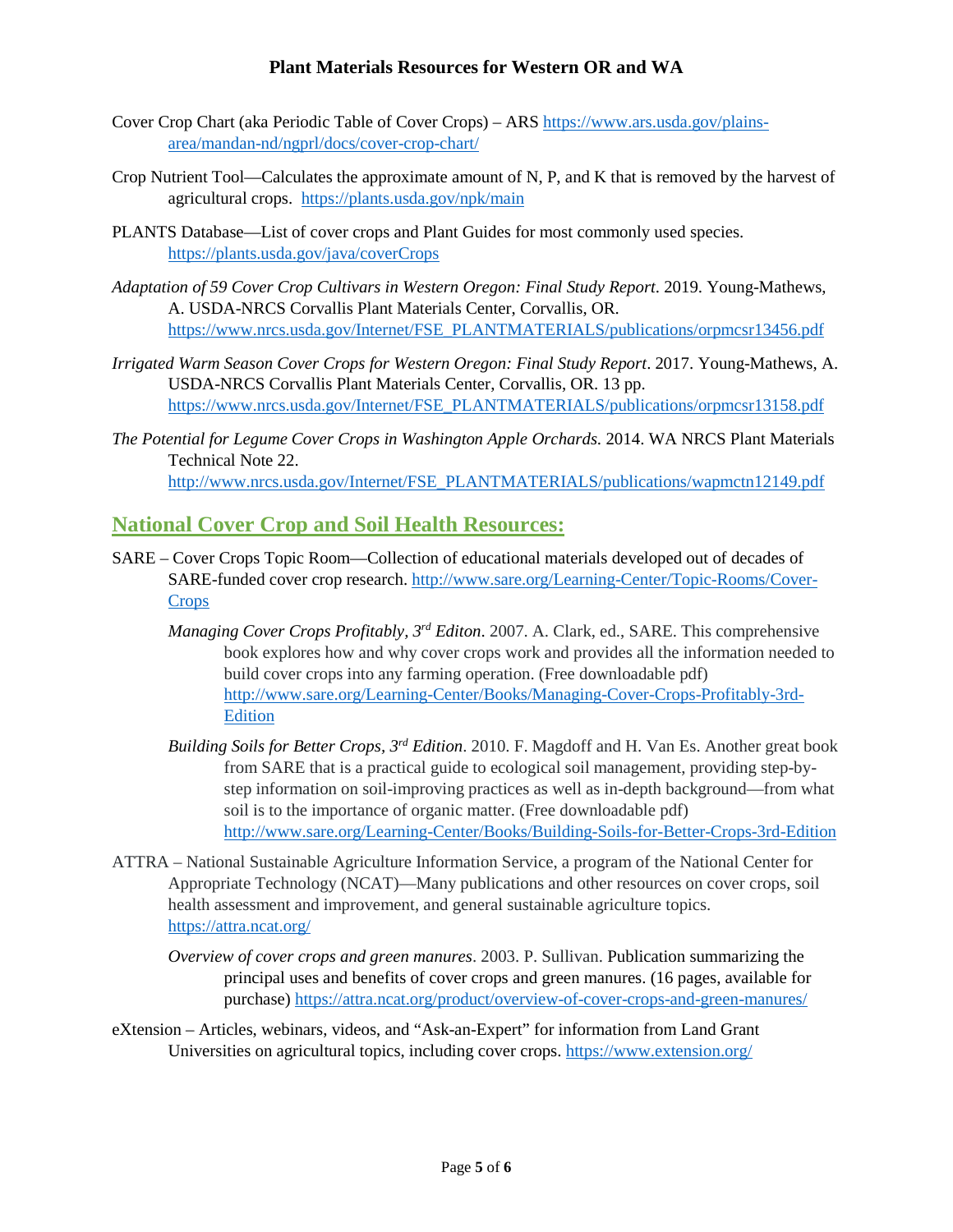Cover Crop Chart (aka Periodic Table of Cover Crops) – ARS https://www.ars.usda.gov/plains-area/mandan-nd/ngprl/docs/cover-crop-chart/

Crop Nutrient Tool—Calculates the approximate amount of N, P, and K that is removed by the harvest of agricultural crops. https://plants.usda.gov/npk/main

PLANTS Database—List of cover crops and Plant Guides for most commonly used species. https://plants.usda.gov/java/coverCrops

*Adaptation of 59 Cover Crop Cultivars in Western Oregon: Final Study Report*. 2019. Young-Mathews, A. USDA-NRCS Corvallis Plant Materials Center, Corvallis, OR. https://www.nrcs.usda.gov/Internet/FSE_PLANTMATERIALS/publications/orpmcsr13456.pdf

*Irrigated Warm Season Cover Crops for Western Oregon: Final Study Report*. 2017. Young-Mathews, A. USDA-NRCS Corvallis Plant Materials Center, Corvallis, OR. 13 pp. https://www.nrcs.usda.gov/Internet/FSE_PLANTMATERIALS/publications/orpmcsr13158.pdf

*The Potential for Legume Cover Crops in Washington Apple Orchards.* 2014. WA NRCS Plant Materials Technical Note 22. http://www.nrcs.usda.gov/Internet/FSE_PLANTMATERIALS/publications/wapmctn12149.pdf

## National Cover Crop and Soil Health Resources:

SARE – Cover Crops Topic Room—Collection of educational materials developed out of decades of SARE-funded cover crop research. http://www.sare.org/Learning-Center/Topic-Rooms/Cover-Crops

*Managing Cover Crops Profitably, 3rd Editon*. 2007. A. Clark, ed., SARE. This comprehensive book explores how and why cover crops work and provides all the information needed to build cover crops into any farming operation. (Free downloadable pdf) http://www.sare.org/Learning-Center/Books/Managing-Cover-Crops-Profitably-3rd-Edition

*Building Soils for Better Crops, 3rd Edition*. 2010. F. Magdoff and H. Van Es. Another great book from SARE that is a practical guide to ecological soil management, providing step-by-step information on soil-improving practices as well as in-depth background—from what soil is to the importance of organic matter. (Free downloadable pdf) http://www.sare.org/Learning-Center/Books/Building-Soils-for-Better-Crops-3rd-Edition

ATTRA – National Sustainable Agriculture Information Service, a program of the National Center for Appropriate Technology (NCAT)—Many publications and other resources on cover crops, soil health assessment and improvement, and general sustainable agriculture topics. https://attra.ncat.org/

*Overview of cover crops and green manures*. 2003. P. Sullivan. Publication summarizing the principal uses and benefits of cover crops and green manures. (16 pages, available for purchase) https://attra.ncat.org/product/overview-of-cover-crops-and-green-manures/

eXtension – Articles, webinars, videos, and "Ask-an-Expert" for information from Land Grant Universities on agricultural topics, including cover crops. https://www.extension.org/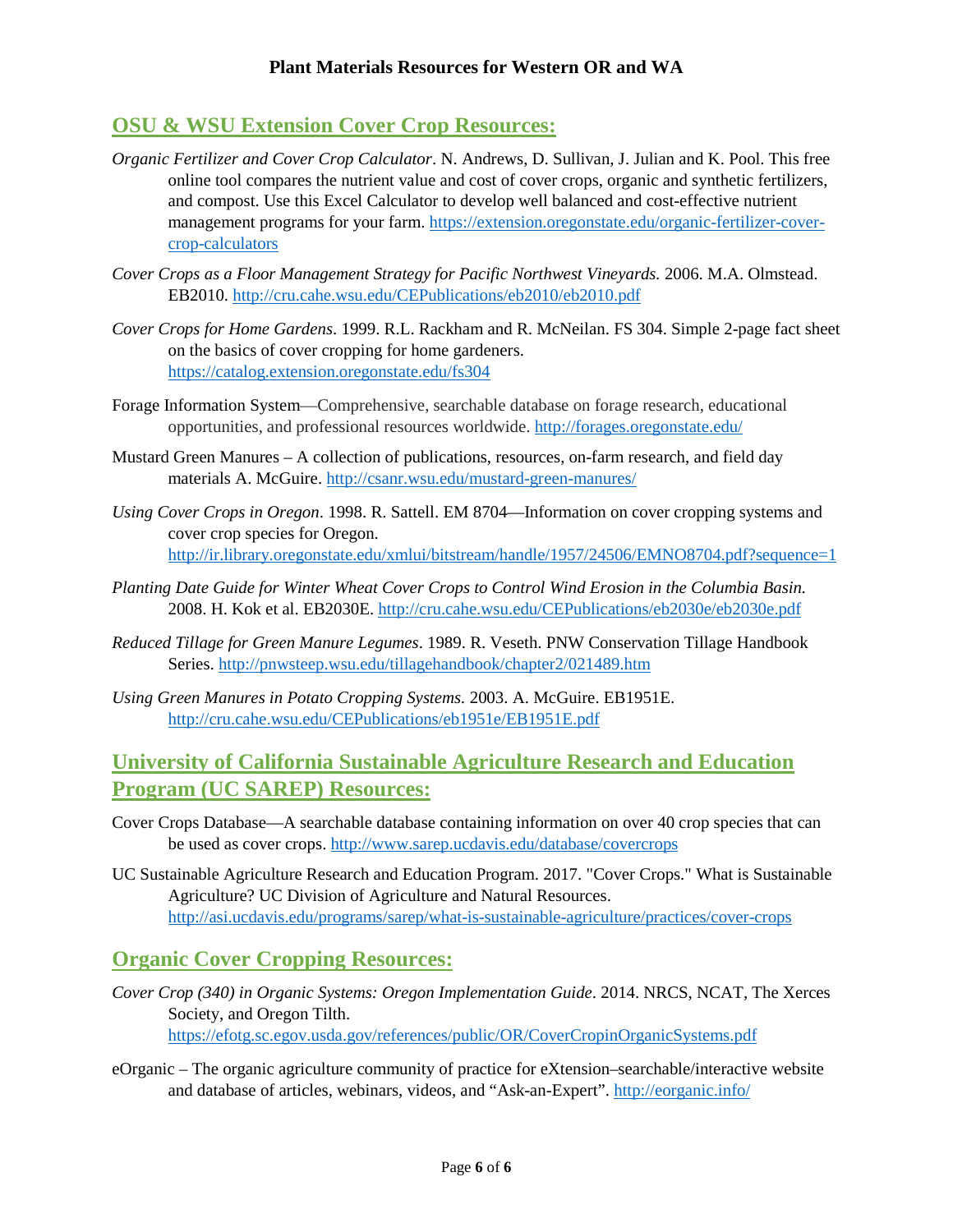## OSU & WSU Extension Cover Crop Resources:

*Organic Fertilizer and Cover Crop Calculator*. N. Andrews, D. Sullivan, J. Julian and K. Pool. This free online tool compares the nutrient value and cost of cover crops, organic and synthetic fertilizers, and compost. Use this Excel Calculator to develop well balanced and cost-effective nutrient management programs for your farm. https://extension.oregonstate.edu/organic-fertilizer-cover-crop-calculators

*Cover Crops as a Floor Management Strategy for Pacific Northwest Vineyards.* 2006. M.A. Olmstead. EB2010. http://cru.cahe.wsu.edu/CEPublications/eb2010/eb2010.pdf

*Cover Crops for Home Gardens*. 1999. R.L. Rackham and R. McNeilan. FS 304. Simple 2-page fact sheet on the basics of cover cropping for home gardeners. https://catalog.extension.oregonstate.edu/fs304

Forage Information System—Comprehensive, searchable database on forage research, educational opportunities, and professional resources worldwide. http://forages.oregonstate.edu/

Mustard Green Manures – A collection of publications, resources, on-farm research, and field day materials A. McGuire. http://csanr.wsu.edu/mustard-green-manures/

*Using Cover Crops in Oregon*. 1998. R. Sattell. EM 8704—Information on cover cropping systems and cover crop species for Oregon. http://ir.library.oregonstate.edu/xmlui/bitstream/handle/1957/24506/EMNO8704.pdf?sequence=1

*Planting Date Guide for Winter Wheat Cover Crops to Control Wind Erosion in the Columbia Basin.* 2008. H. Kok et al. EB2030E. http://cru.cahe.wsu.edu/CEPublications/eb2030e/eb2030e.pdf

*Reduced Tillage for Green Manure Legumes*. 1989. R. Veseth. PNW Conservation Tillage Handbook Series. http://pnwsteep.wsu.edu/tillagehandbook/chapter2/021489.htm

*Using Green Manures in Potato Cropping Systems.* 2003. A. McGuire. EB1951E. http://cru.cahe.wsu.edu/CEPublications/eb1951e/EB1951E.pdf

## University of California Sustainable Agriculture Research and Education Program (UC SAREP) Resources:

Cover Crops Database—A searchable database containing information on over 40 crop species that can be used as cover crops. http://www.sarep.ucdavis.edu/database/covercrops

UC Sustainable Agriculture Research and Education Program. 2017. "Cover Crops." What is Sustainable Agriculture? UC Division of Agriculture and Natural Resources. http://asi.ucdavis.edu/programs/sarep/what-is-sustainable-agriculture/practices/cover-crops

## Organic Cover Cropping Resources:

*Cover Crop (340) in Organic Systems: Oregon Implementation Guide*. 2014. NRCS, NCAT, The Xerces Society, and Oregon Tilth. https://efotg.sc.egov.usda.gov/references/public/OR/CoverCropinOrganicSystems.pdf

eOrganic – The organic agriculture community of practice for eXtension–searchable/interactive website and database of articles, webinars, videos, and "Ask-an-Expert". http://eorganic.info/